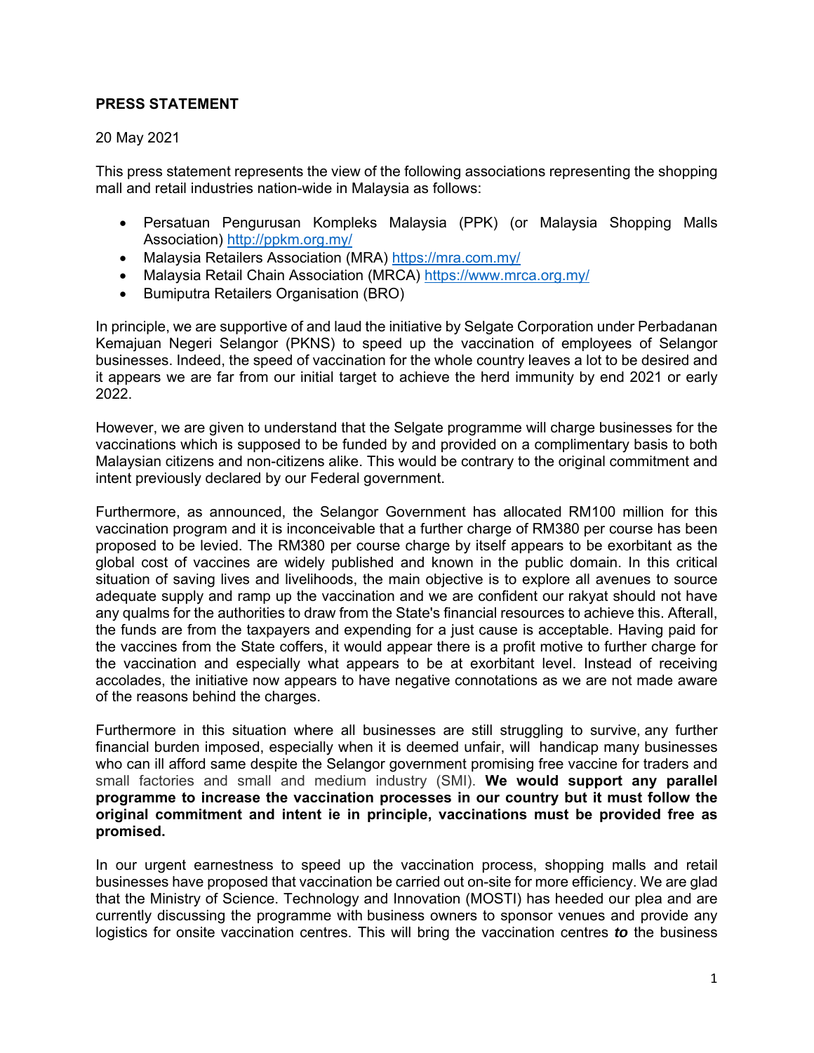**PRESS STATEMENT**

20 May 2021

This press statement represents the view of the following associations representing the shopping mall and retail industries nation-wide in Malaysia as follows:

- Persatuan Pengurusan Kompleks Malaysia (PPK) (or Malaysia Shopping Malls Association) http://ppkm.org.my/
- Malaysia Retailers Association (MRA) https://mra.com.my/
- Malaysia Retail Chain Association (MRCA) https://www.mrca.org.my/
- Bumiputra Retailers Organisation (BRO)

In principle, we are supportive of and laud the initiative by Selgate Corporation under Perbadanan Kemajuan Negeri Selangor (PKNS) to speed up the vaccination of employees of Selangor businesses. Indeed, the speed of vaccination for the whole country leaves a lot to be desired and it appears we are far from our initial target to achieve the herd immunity by end 2021 or early 2022.

However, we are given to understand that the Selgate programme will charge businesses for the vaccinations which is supposed to be funded by and provided on a complimentary basis to both Malaysian citizens and non-citizens alike. This would be contrary to the original commitment and intent previously declared by our Federal government.

Furthermore, as announced, the Selangor Government has allocated RM100 million for this vaccination program and it is inconceivable that a further charge of RM380 per course has been proposed to be levied. The RM380 per course charge by itself appears to be exorbitant as the global cost of vaccines are widely published and known in the public domain. In this critical situation of saving lives and livelihoods, the main objective is to explore all avenues to source adequate supply and ramp up the vaccination and we are confident our rakyat should not have any qualms for the authorities to draw from the State's financial resources to achieve this. Afterall, the funds are from the taxpayers and expending for a just cause is acceptable. Having paid for the vaccines from the State coffers, it would appear there is a profit motive to further charge for the vaccination and especially what appears to be at exorbitant level. Instead of receiving accolades, the initiative now appears to have negative connotations as we are not made aware of the reasons behind the charges.

Furthermore in this situation where all businesses are still struggling to survive, any further financial burden imposed, especially when it is deemed unfair, will handicap many businesses who can ill afford same despite the Selangor government promising free vaccine for traders and small factories and small and medium industry (SMI). **We would support any parallel programme to increase the vaccination processes in our country but it must follow the original commitment and intent ie in principle, vaccinations must be provided free as promised.**

In our urgent earnestness to speed up the vaccination process, shopping malls and retail businesses have proposed that vaccination be carried out on-site for more efficiency. We are glad that the Ministry of Science. Technology and Innovation (MOSTI) has heeded our plea and are currently discussing the programme with business owners to sponsor venues and provide any logistics for onsite vaccination centres. This will bring the vaccination centres ***to*** the business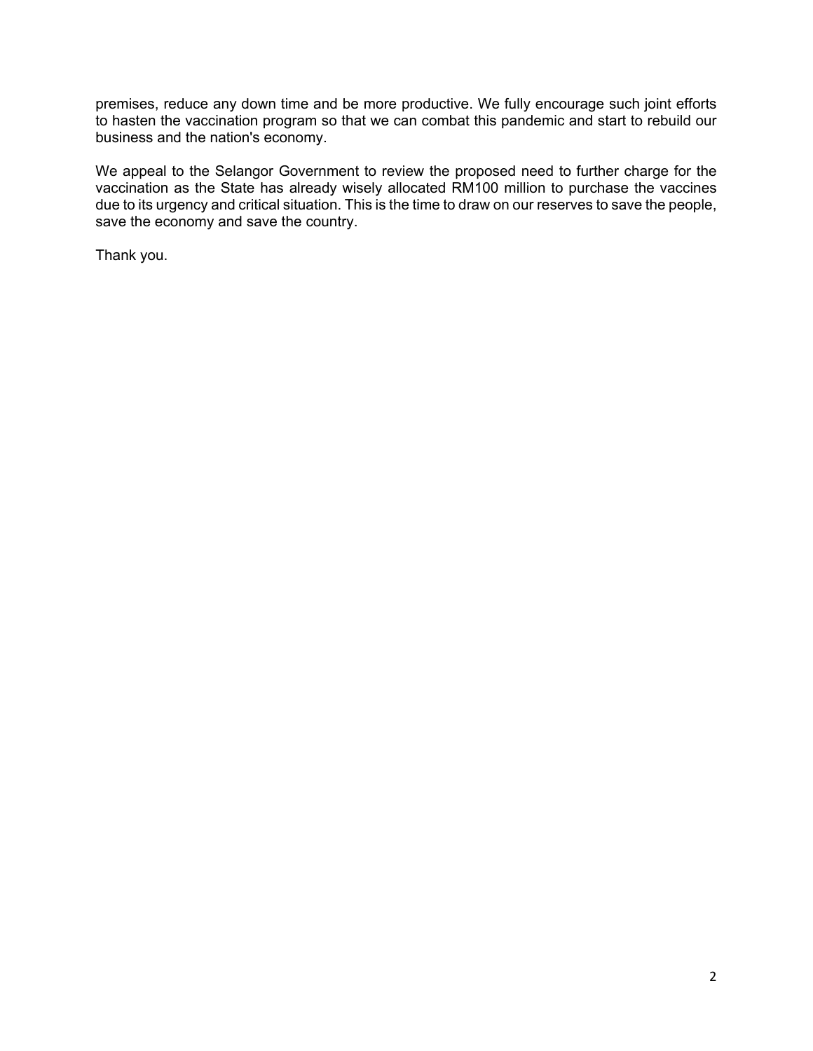premises, reduce any down time and be more productive. We fully encourage such joint efforts to hasten the vaccination program so that we can combat this pandemic and start to rebuild our business and the nation's economy.

We appeal to the Selangor Government to review the proposed need to further charge for the vaccination as the State has already wisely allocated RM100 million to purchase the vaccines due to its urgency and critical situation. This is the time to draw on our reserves to save the people, save the economy and save the country.

Thank you.